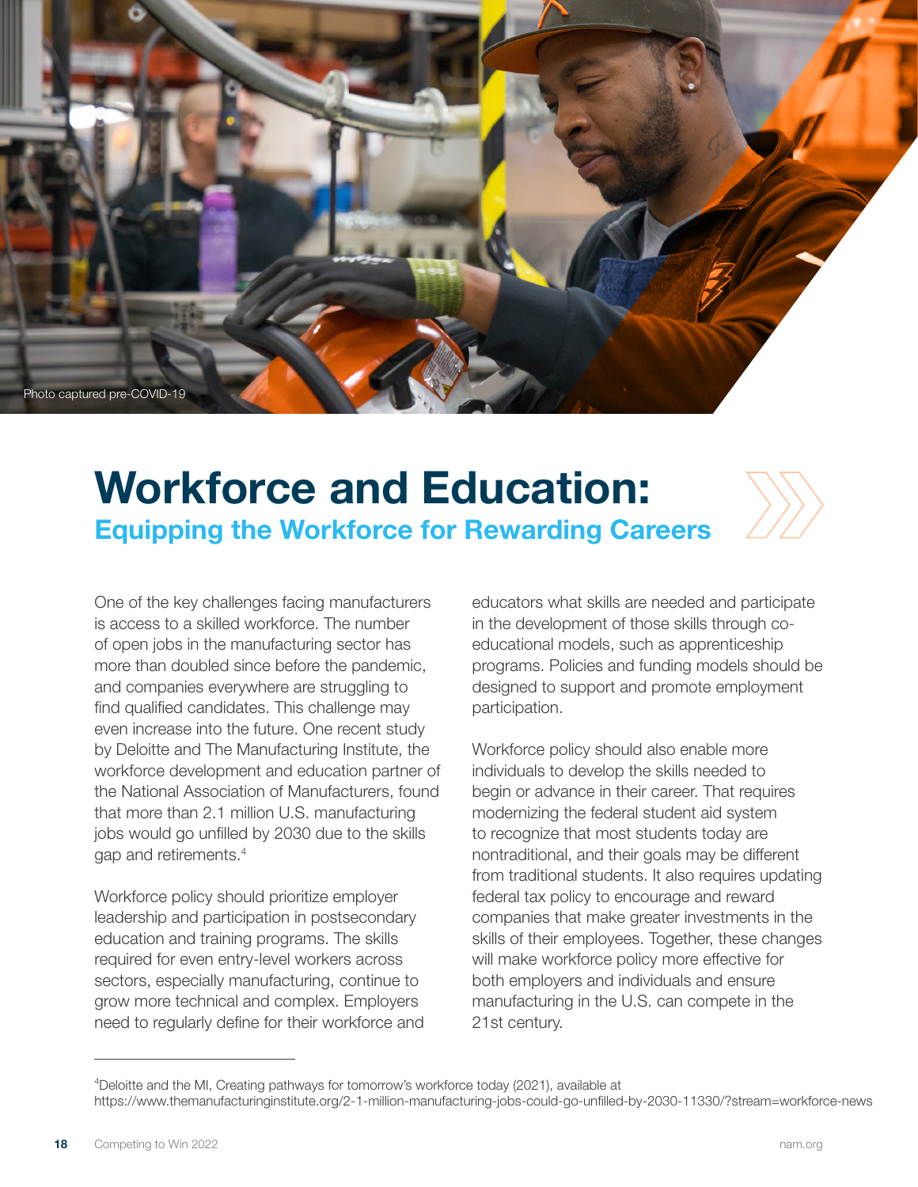Photo captured pre-COVID-19

# Workforce and Education:

## Equipping the Workforce for Rewarding Careers

One of the key challenges facing manufacturers is access to a skilled workforce. The number of open jobs in the manufacturing sector has more than doubled since before the pandemic, and companies everywhere are struggling to find qualified candidates. This challenge may even increase into the future. One recent study by Deloitte and The Manufacturing Institute, the workforce development and education partner of the National Association of Manufacturers, found that more than 2.1 million U.S. manufacturing jobs would go unfilled by 2030 due to the skills gap and retirements.[4]

Workforce policy should prioritize employer leadership and participation in postsecondary education and training programs. The skills required for even entry-level workers across sectors, especially manufacturing, continue to grow more technical and complex. Employers need to regularly define for their workforce and educators what skills are needed and participate in the development of those skills through co-educational models, such as apprenticeship programs. Policies and funding models should be designed to support and promote employment participation.

Workforce policy should also enable more individuals to develop the skills needed to begin or advance in their career. That requires modernizing the federal student aid system to recognize that most students today are nontraditional, and their goals may be different from traditional students. It also requires updating federal tax policy to encourage and reward companies that make greater investments in the skills of their employees. Together, these changes will make workforce policy more effective for both employers and individuals and ensure manufacturing in the U.S. can compete in the 21st century.

---

[4] Deloitte and the MI, Creating pathways for tomorrow's workforce today (2021), available at https://www.themanufacturinginstitute.org/2-1-million-manufacturing-jobs-could-go-unfilled-by-2030-11330/?stream=workforce-news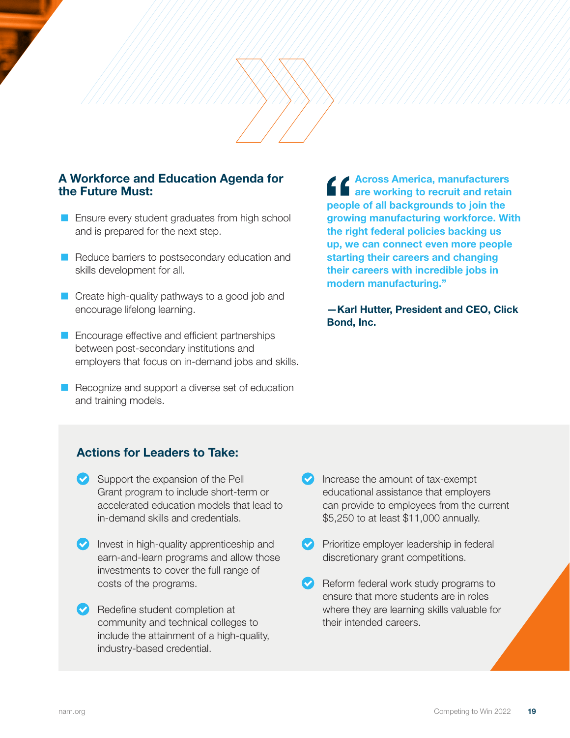## A Workforce and Education Agenda for the Future Must:

- Ensure every student graduates from high school and is prepared for the next step.
- Reduce barriers to postsecondary education and skills development for all.
- Create high-quality pathways to a good job and encourage lifelong learning.
- Encourage effective and efficient partnerships between post-secondary institutions and employers that focus on in-demand jobs and skills.
- Recognize and support a diverse set of education and training models.

> **"Across America, manufacturers are working to recruit and retain people of all backgrounds to join the growing manufacturing workforce. With the right federal policies backing us up, we can connect even more people starting their careers and changing their careers with incredible jobs in modern manufacturing."**
>
> **—Karl Hutter, President and CEO, Click Bond, Inc.**

### Actions for Leaders to Take:

- Support the expansion of the Pell Grant program to include short-term or accelerated education models that lead to in-demand skills and credentials.
- Invest in high-quality apprenticeship and earn-and-learn programs and allow those investments to cover the full range of costs of the programs.
- Redefine student completion at community and technical colleges to include the attainment of a high-quality, industry-based credential.
- Increase the amount of tax-exempt educational assistance that employers can provide to employees from the current $5,250 to at least $11,000 annually.
- Prioritize employer leadership in federal discretionary grant competitions.
- Reform federal work study programs to ensure that more students are in roles where they are learning skills valuable for their intended careers.